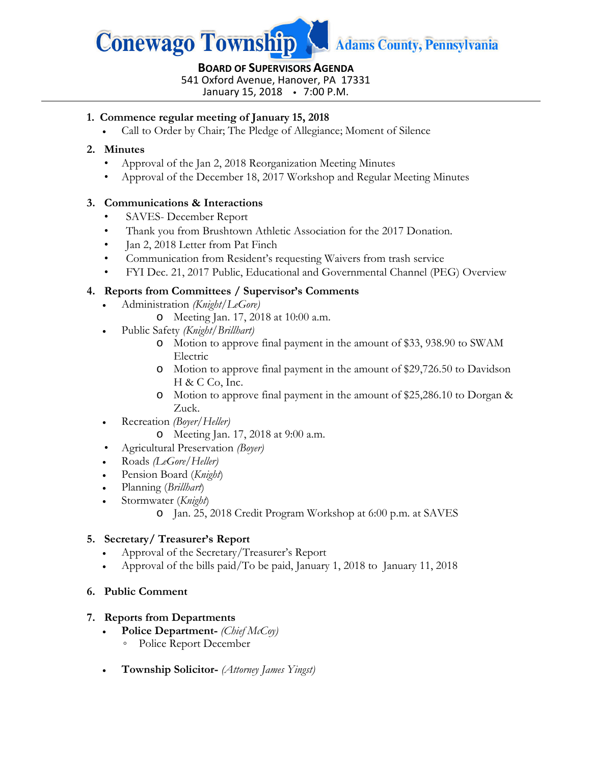# Conewago Township Adams County, Pennsylvania

**BOARD OF SUPERVISORS AGENDA**
541 Oxford Avenue, Hanover, PA 17331
January 15, 2018 • 7:00 P.M.

---

1. **Commence regular meeting of January 15, 2018**
   - Call to Order by Chair; The Pledge of Allegiance; Moment of Silence

2. **Minutes**
   - Approval of the Jan 2, 2018 Reorganization Meeting Minutes
   - Approval of the December 18, 2017 Workshop and Regular Meeting Minutes

3. **Communications & Interactions**
   - SAVES- December Report
   - Thank you from Brushtown Athletic Association for the 2017 Donation.
   - Jan 2, 2018 Letter from Pat Finch
   - Communication from Resident's requesting Waivers from trash service
   - FYI Dec. 21, 2017 Public, Educational and Governmental Channel (PEG) Overview

4. **Reports from Committees / Supervisor's Comments**
   - Administration *(Knight/LeGore)*
     - Meeting Jan. 17, 2018 at 10:00 a.m.
   - Public Safety *(Knight/Brillhart)*
     - Motion to approve final payment in the amount of $33, 938.90 to SWAM Electric
     - Motion to approve final payment in the amount of $29,726.50 to Davidson H & C Co, Inc.
     - Motion to approve final payment in the amount of $25,286.10 to Dorgan & Zuck.
   - Recreation *(Boyer/Heller)*
     - Meeting Jan. 17, 2018 at 9:00 a.m.
   - Agricultural Preservation *(Boyer)*
   - Roads *(LeGore/Heller)*
   - Pension Board (*Knight*)
   - Planning (*Brillhart*)
   - Stormwater (*Knight*)
     - Jan. 25, 2018 Credit Program Workshop at 6:00 p.m. at SAVES

5. **Secretary/ Treasurer's Report**
   - Approval of the Secretary/Treasurer's Report
   - Approval of the bills paid/To be paid, January 1, 2018 to January 11, 2018

6. **Public Comment**

7. **Reports from Departments**
   - **Police Department-** *(Chief McCoy)*
     - Police Report December
   - **Township Solicitor-** *(Attorney James Yingst)*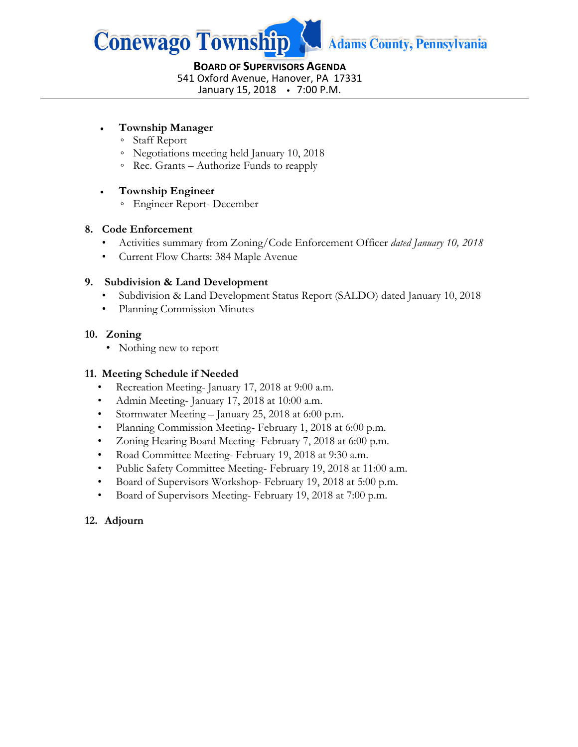# Conewago Township Adams County, Pennsylvania

**BOARD OF SUPERVISORS AGENDA**
541 Oxford Avenue, Hanover, PA 17331
January 15, 2018 • 7:00 P.M.

- **Township Manager**
  - Staff Report
  - Negotiations meeting held January 10, 2018
  - Rec. Grants – Authorize Funds to reapply

- **Township Engineer**
  - Engineer Report- December

**8. Code Enforcement**

- Activities summary from Zoning/Code Enforcement Officer *dated January 10, 2018*
- Current Flow Charts: 384 Maple Avenue

**9. Subdivision & Land Development**

- Subdivision & Land Development Status Report (SALDO) dated January 10, 2018
- Planning Commission Minutes

**10. Zoning**

- Nothing new to report

**11. Meeting Schedule if Needed**

- Recreation Meeting- January 17, 2018 at 9:00 a.m.
- Admin Meeting- January 17, 2018 at 10:00 a.m.
- Stormwater Meeting – January 25, 2018 at 6:00 p.m.
- Planning Commission Meeting- February 1, 2018 at 6:00 p.m.
- Zoning Hearing Board Meeting- February 7, 2018 at 6:00 p.m.
- Road Committee Meeting- February 19, 2018 at 9:30 a.m.
- Public Safety Committee Meeting- February 19, 2018 at 11:00 a.m.
- Board of Supervisors Workshop- February 19, 2018 at 5:00 p.m.
- Board of Supervisors Meeting- February 19, 2018 at 7:00 p.m.

**12. Adjourn**